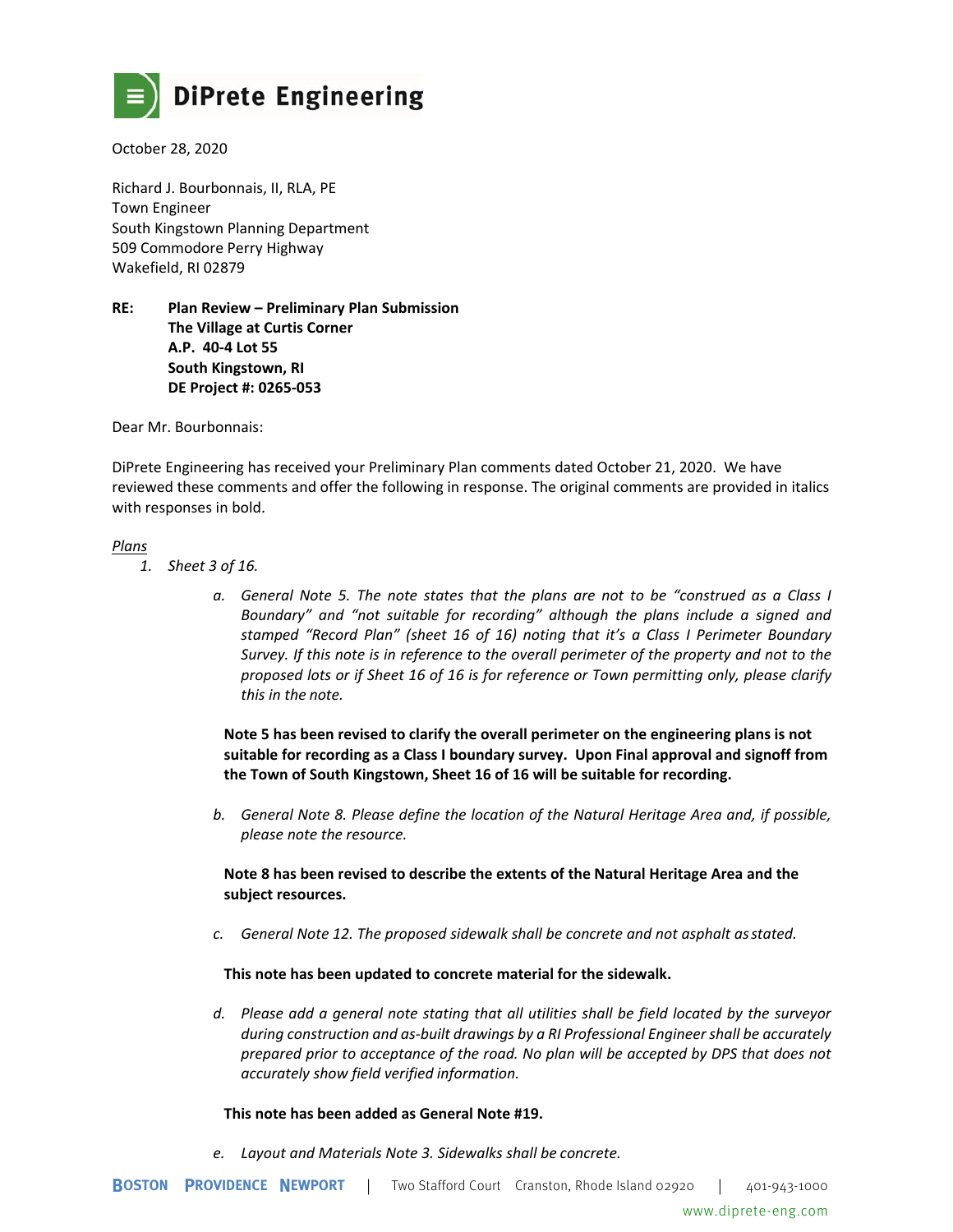**DiPrete Engineering**

October 28, 2020

Richard J. Bourbonnais, II, RLA, PE
Town Engineer
South Kingstown Planning Department
509 Commodore Perry Highway
Wakefield, RI 02879

**RE: Plan Review – Preliminary Plan Submission**
**The Village at Curtis Corner**
**A.P. 40-4 Lot 55**
**South Kingstown, RI**
**DE Project #: 0265-053**

Dear Mr. Bourbonnais:

DiPrete Engineering has received your Preliminary Plan comments dated October 21, 2020. We have reviewed these comments and offer the following in response. The original comments are provided in italics with responses in bold.

*Plans*

1. *Sheet 3 of 16.*

   a. *General Note 5. The note states that the plans are not to be "construed as a Class I Boundary" and "not suitable for recording" although the plans include a signed and stamped "Record Plan" (sheet 16 of 16) noting that it's a Class I Perimeter Boundary Survey. If this note is in reference to the overall perimeter of the property and not to the proposed lots or if Sheet 16 of 16 is for reference or Town permitting only, please clarify this in the note.*

   **Note 5 has been revised to clarify the overall perimeter on the engineering plans is not suitable for recording as a Class I boundary survey. Upon Final approval and signoff from the Town of South Kingstown, Sheet 16 of 16 will be suitable for recording.**

   b. *General Note 8. Please define the location of the Natural Heritage Area and, if possible, please note the resource.*

   **Note 8 has been revised to describe the extents of the Natural Heritage Area and the subject resources.**

   c. *General Note 12. The proposed sidewalk shall be concrete and not asphalt as stated.*

   **This note has been updated to concrete material for the sidewalk.**

   d. *Please add a general note stating that all utilities shall be field located by the surveyor during construction and as-built drawings by a RI Professional Engineer shall be accurately prepared prior to acceptance of the road. No plan will be accepted by DPS that does not accurately show field verified information.*

   **This note has been added as General Note #19.**

   e. *Layout and Materials Note 3. Sidewalks shall be concrete.*

BOSTON PROVIDENCE NEWPORT | Two Stafford Court Cranston, Rhode Island 02920 | 401-943-1000
www.diprete-eng.com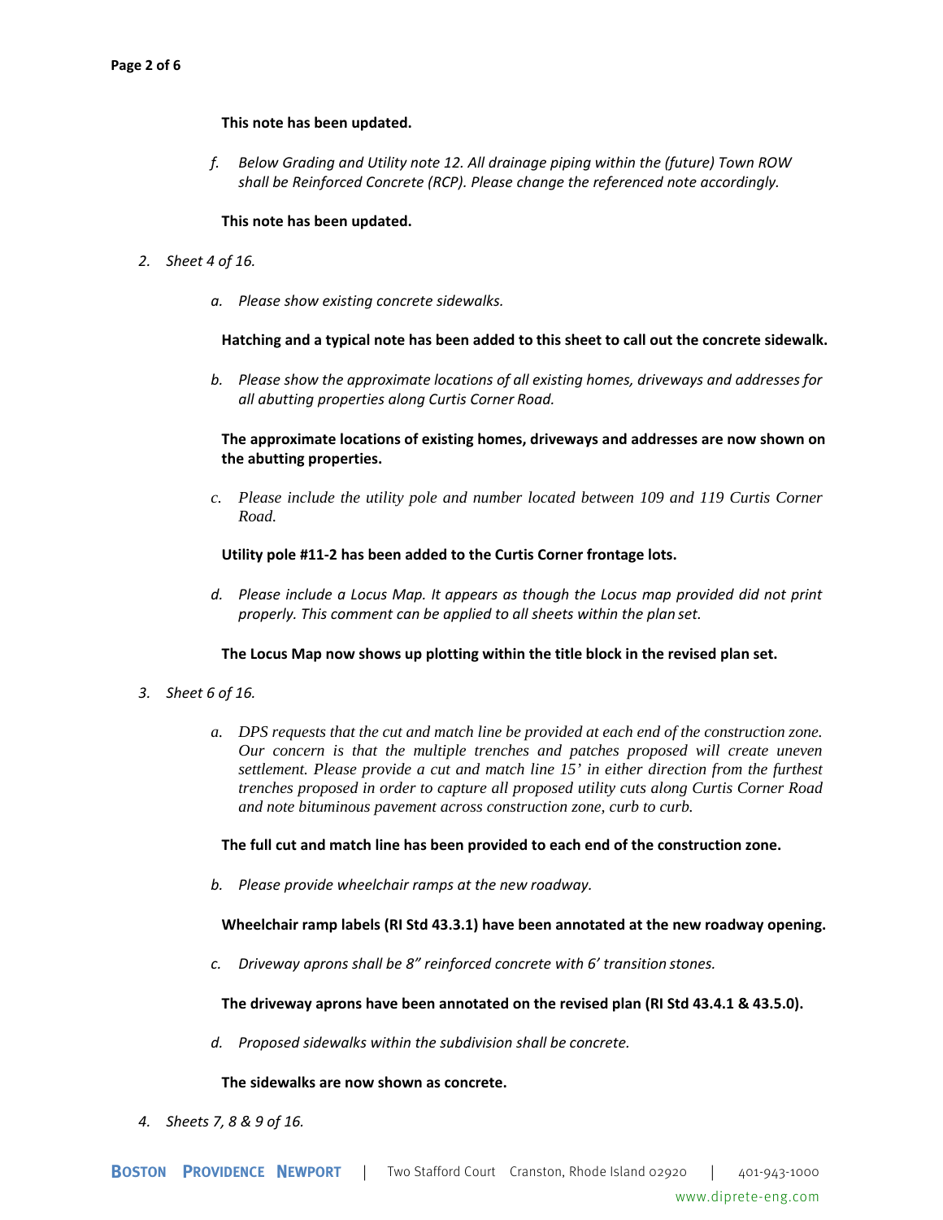**This note has been updated.**

f. *Below Grading and Utility note 12. All drainage piping within the (future) Town ROW shall be Reinforced Concrete (RCP). Please change the referenced note accordingly.*

**This note has been updated.**

2. *Sheet 4 of 16.*

a. *Please show existing concrete sidewalks.*

**Hatching and a typical note has been added to this sheet to call out the concrete sidewalk.**

b. *Please show the approximate locations of all existing homes, driveways and addresses for all abutting properties along Curtis Corner Road.*

**The approximate locations of existing homes, driveways and addresses are now shown on the abutting properties.**

c. *Please include the utility pole and number located between 109 and 119 Curtis Corner Road.*

**Utility pole #11-2 has been added to the Curtis Corner frontage lots.**

d. *Please include a Locus Map. It appears as though the Locus map provided did not print properly. This comment can be applied to all sheets within the plan set.*

**The Locus Map now shows up plotting within the title block in the revised plan set.**

3. *Sheet 6 of 16.*

a. *DPS requests that the cut and match line be provided at each end of the construction zone. Our concern is that the multiple trenches and patches proposed will create uneven settlement. Please provide a cut and match line 15' in either direction from the furthest trenches proposed in order to capture all proposed utility cuts along Curtis Corner Road and note bituminous pavement across construction zone, curb to curb.*

**The full cut and match line has been provided to each end of the construction zone.**

b. *Please provide wheelchair ramps at the new roadway.*

**Wheelchair ramp labels (RI Std 43.3.1) have been annotated at the new roadway opening.**

c. *Driveway aprons shall be 8" reinforced concrete with 6' transition stones.*

**The driveway aprons have been annotated on the revised plan (RI Std 43.4.1 & 43.5.0).**

d. *Proposed sidewalks within the subdivision shall be concrete.*

**The sidewalks are now shown as concrete.**

4. *Sheets 7, 8 & 9 of 16.*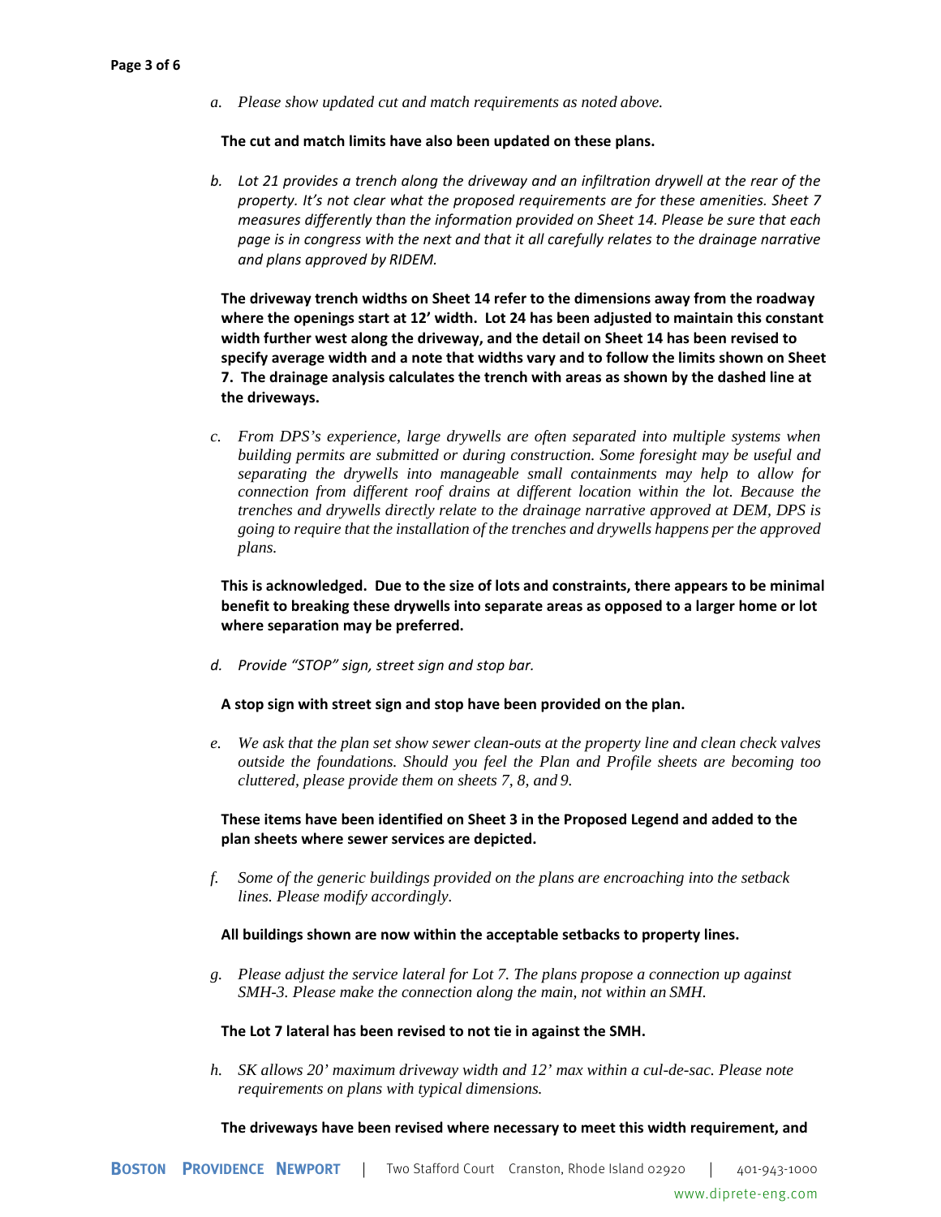a. *Please show updated cut and match requirements as noted above.*

**The cut and match limits have also been updated on these plans.**

b. *Lot 21 provides a trench along the driveway and an infiltration drywell at the rear of the property. It's not clear what the proposed requirements are for these amenities. Sheet 7 measures differently than the information provided on Sheet 14. Please be sure that each page is in congress with the next and that it all carefully relates to the drainage narrative and plans approved by RIDEM.*

**The driveway trench widths on Sheet 14 refer to the dimensions away from the roadway where the openings start at 12' width. Lot 24 has been adjusted to maintain this constant width further west along the driveway, and the detail on Sheet 14 has been revised to specify average width and a note that widths vary and to follow the limits shown on Sheet 7. The drainage analysis calculates the trench with areas as shown by the dashed line at the driveways.**

c. *From DPS's experience, large drywells are often separated into multiple systems when building permits are submitted or during construction. Some foresight may be useful and separating the drywells into manageable small containments may help to allow for connection from different roof drains at different location within the lot. Because the trenches and drywells directly relate to the drainage narrative approved at DEM, DPS is going to require that the installation of the trenches and drywells happens per the approved plans.*

**This is acknowledged. Due to the size of lots and constraints, there appears to be minimal benefit to breaking these drywells into separate areas as opposed to a larger home or lot where separation may be preferred.**

d. *Provide "STOP" sign, street sign and stop bar.*

**A stop sign with street sign and stop have been provided on the plan.**

e. *We ask that the plan set show sewer clean-outs at the property line and clean check valves outside the foundations. Should you feel the Plan and Profile sheets are becoming too cluttered, please provide them on sheets 7, 8, and 9.*

**These items have been identified on Sheet 3 in the Proposed Legend and added to the plan sheets where sewer services are depicted.**

f. *Some of the generic buildings provided on the plans are encroaching into the setback lines. Please modify accordingly.*

**All buildings shown are now within the acceptable setbacks to property lines.**

g. *Please adjust the service lateral for Lot 7. The plans propose a connection up against SMH-3. Please make the connection along the main, not within an SMH.*

**The Lot 7 lateral has been revised to not tie in against the SMH.**

h. *SK allows 20' maximum driveway width and 12' max within a cul-de-sac. Please note requirements on plans with typical dimensions.*

**The driveways have been revised where necessary to meet this width requirement, and**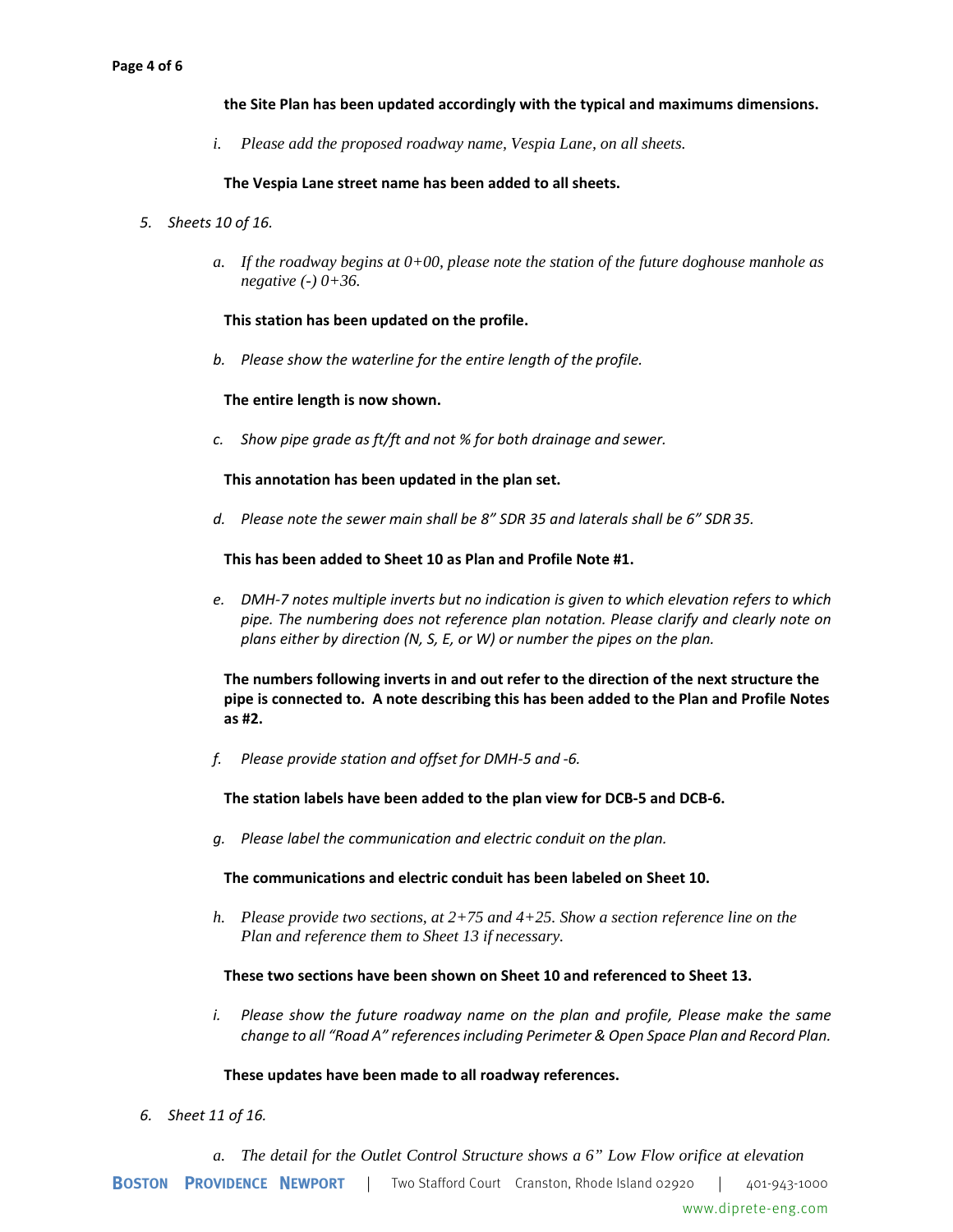**the Site Plan has been updated accordingly with the typical and maximums dimensions.**

i. *Please add the proposed roadway name, Vespia Lane, on all sheets.*

**The Vespia Lane street name has been added to all sheets.**

5. *Sheets 10 of 16.*

a. *If the roadway begins at 0+00, please note the station of the future doghouse manhole as negative (-) 0+36.*

**This station has been updated on the profile.**

b. *Please show the waterline for the entire length of the profile.*

**The entire length is now shown.**

c. *Show pipe grade as ft/ft and not % for both drainage and sewer.*

**This annotation has been updated in the plan set.**

d. *Please note the sewer main shall be 8" SDR 35 and laterals shall be 6" SDR 35.*

**This has been added to Sheet 10 as Plan and Profile Note #1.**

e. *DMH-7 notes multiple inverts but no indication is given to which elevation refers to which pipe. The numbering does not reference plan notation. Please clarify and clearly note on plans either by direction (N, S, E, or W) or number the pipes on the plan.*

**The numbers following inverts in and out refer to the direction of the next structure the pipe is connected to. A note describing this has been added to the Plan and Profile Notes as #2.**

f. *Please provide station and offset for DMH-5 and -6.*

**The station labels have been added to the plan view for DCB-5 and DCB-6.**

g. *Please label the communication and electric conduit on the plan.*

**The communications and electric conduit has been labeled on Sheet 10.**

h. *Please provide two sections, at 2+75 and 4+25. Show a section reference line on the Plan and reference them to Sheet 13 if necessary.*

**These two sections have been shown on Sheet 10 and referenced to Sheet 13.**

i. *Please show the future roadway name on the plan and profile, Please make the same change to all "Road A" references including Perimeter & Open Space Plan and Record Plan.*

**These updates have been made to all roadway references.**

6. *Sheet 11 of 16.*

a. *The detail for the Outlet Control Structure shows a 6" Low Flow orifice at elevation*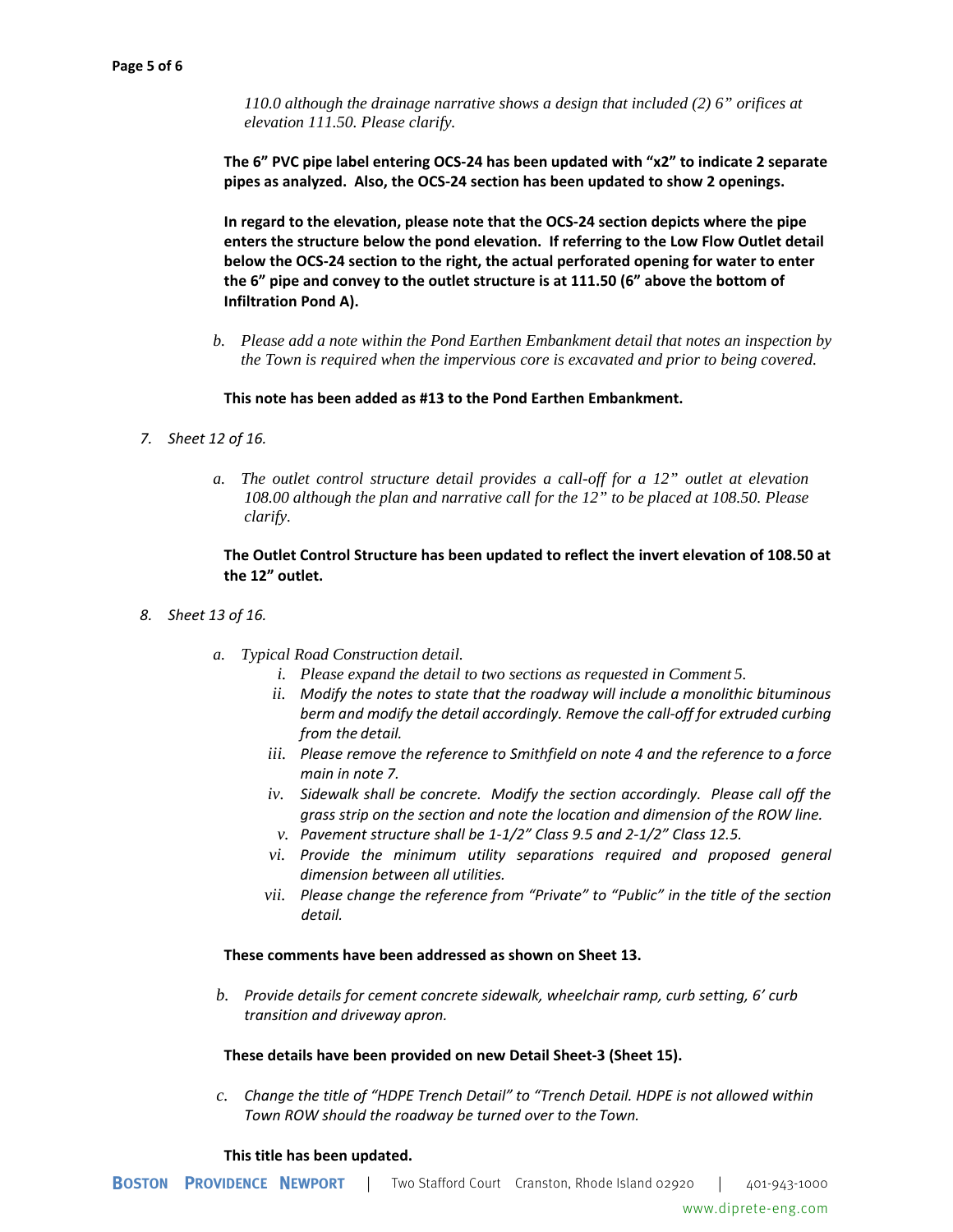*110.0 although the drainage narrative shows a design that included (2) 6" orifices at elevation 111.50. Please clarify.*

**The 6" PVC pipe label entering OCS-24 has been updated with "x2" to indicate 2 separate pipes as analyzed. Also, the OCS-24 section has been updated to show 2 openings.**

**In regard to the elevation, please note that the OCS-24 section depicts where the pipe enters the structure below the pond elevation. If referring to the Low Flow Outlet detail below the OCS-24 section to the right, the actual perforated opening for water to enter the 6" pipe and convey to the outlet structure is at 111.50 (6" above the bottom of Infiltration Pond A).**

b. *Please add a note within the Pond Earthen Embankment detail that notes an inspection by the Town is required when the impervious core is excavated and prior to being covered.*

**This note has been added as #13 to the Pond Earthen Embankment.**

7. *Sheet 12 of 16.*

   a. *The outlet control structure detail provides a call-off for a 12" outlet at elevation 108.00 although the plan and narrative call for the 12" to be placed at 108.50. Please clarify.*

   **The Outlet Control Structure has been updated to reflect the invert elevation of 108.50 at the 12" outlet.**

8. *Sheet 13 of 16.*

   a. *Typical Road Construction detail.*
      - i. *Please expand the detail to two sections as requested in Comment 5.*
      - ii. *Modify the notes to state that the roadway will include a monolithic bituminous berm and modify the detail accordingly. Remove the call-off for extruded curbing from the detail.*
      - iii. *Please remove the reference to Smithfield on note 4 and the reference to a force main in note 7.*
      - iv. *Sidewalk shall be concrete. Modify the section accordingly. Please call off the grass strip on the section and note the location and dimension of the ROW line.*
      - v. *Pavement structure shall be 1-1/2" Class 9.5 and 2-1/2" Class 12.5.*
      - vi. *Provide the minimum utility separations required and proposed general dimension between all utilities.*
      - vii. *Please change the reference from "Private" to "Public" in the title of the section detail.*

   **These comments have been addressed as shown on Sheet 13.**

   b. *Provide details for cement concrete sidewalk, wheelchair ramp, curb setting, 6' curb transition and driveway apron.*

   **These details have been provided on new Detail Sheet-3 (Sheet 15).**

   c. *Change the title of "HDPE Trench Detail" to "Trench Detail. HDPE is not allowed within Town ROW should the roadway be turned over to the Town.*

   **This title has been updated.**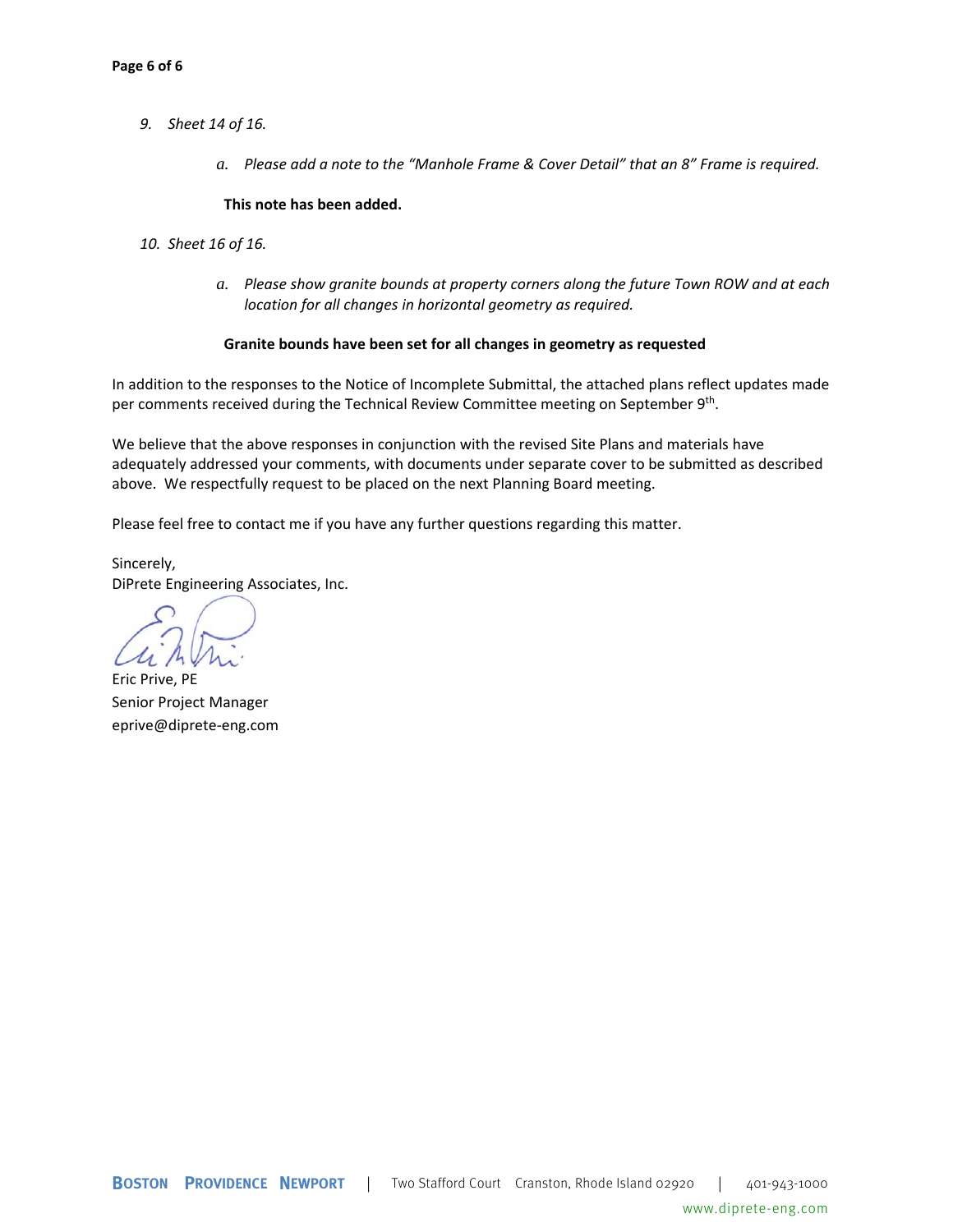9. *Sheet 14 of 16.*

    a. *Please add a note to the "Manhole Frame & Cover Detail" that an 8" Frame is required.*

    **This note has been added.**

10. *Sheet 16 of 16.*

    a. *Please show granite bounds at property corners along the future Town ROW and at each location for all changes in horizontal geometry as required.*

    **Granite bounds have been set for all changes in geometry as requested**

In addition to the responses to the Notice of Incomplete Submittal, the attached plans reflect updates made per comments received during the Technical Review Committee meeting on September 9th.

We believe that the above responses in conjunction with the revised Site Plans and materials have adequately addressed your comments, with documents under separate cover to be submitted as described above. We respectfully request to be placed on the next Planning Board meeting.

Please feel free to contact me if you have any further questions regarding this matter.

Sincerely,
DiPrete Engineering Associates, Inc.

Eric Prive, PE
Senior Project Manager
eprive@diprete-eng.com

**BOSTON PROVIDENCE NEWPORT** | Two Stafford Court Cranston, Rhode Island 02920 | 401-943-1000
www.diprete-eng.com